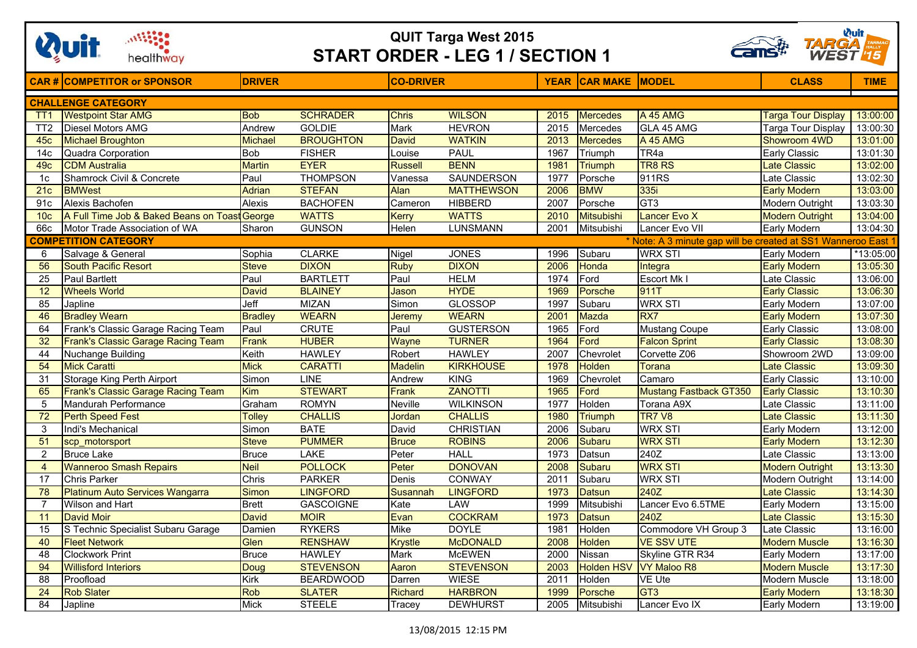# QUIT Targa West 2015

## START ORDER - LEG 1 / SECTION 1

| CAR # | COMPETITOR or SPONSOR | DRIVER | | CO-DRIVER | | YEAR | CAR MAKE | MODEL | CLASS | TIME |
|---|---|---|---|---|---|---|---|---|---|---|
| **CHALLENGE CATEGORY** | | | | | | | | | | |
| TT1 | Westpoint Star AMG | Bob | SCHRADER | Chris | WILSON | 2015 | Mercedes | A 45 AMG | Targa Tour Display | 13:00:00 |
| TT2 | Diesel Motors AMG | Andrew | GOLDIE | Mark | HEVRON | 2015 | Mercedes | GLA 45 AMG | Targa Tour Display | 13:00:30 |
| 45c | Michael Broughton | Michael | BROUGHTON | David | WATKIN | 2013 | Mercedes | A 45 AMG | Showroom 4WD | 13:01:00 |
| 14c | Quadra Corporation | Bob | FISHER | Louise | PAUL | 1967 | Triumph | TR4a | Early Classic | 13:01:30 |
| 49c | CDM Australia | Martin | EYER | Russell | BENN | 1981 | Triumph | TR8 RS | Late Classic | 13:02:00 |
| 1c | Shamrock Civil & Concrete | Paul | THOMPSON | Vanessa | SAUNDERSON | 1977 | Porsche | 911RS | Late Classic | 13:02:30 |
| 21c | BMWest | Adrian | STEFAN | Alan | MATTHEWSON | 2006 | BMW | 335i | Early Modern | 13:03:00 |
| 91c | Alexis Bachofen | Alexis | BACHOFEN | Cameron | HIBBERD | 2007 | Porsche | GT3 | Modern Outright | 13:03:30 |
| 10c | A Full Time Job & Baked Beans on Toast | George | WATTS | Kerry | WATTS | 2010 | Mitsubishi | Lancer Evo X | Modern Outright | 13:04:00 |
| 66c | Motor Trade Association of WA | Sharon | GUNSON | Helen | LUNSMANN | 2001 | Mitsubishi | Lancer Evo VII | Early Modern | 13:04:30 |
| **COMPETITION CATEGORY** | | | | | | | | * Note: A 3 minute gap will be created at SS1 Wanneroo East 1 | | |
| 6 | Salvage & General | Sophia | CLARKE | Nigel | JONES | 1996 | Subaru | WRX STI | Early Modern | *13:05:00 |
| 56 | South Pacific Resort | Steve | DIXON | Ruby | DIXON | 2006 | Honda | Integra | Early Modern | 13:05:30 |
| 25 | Paul Bartlett | Paul | BARTLETT | Paul | HELM | 1974 | Ford | Escort Mk I | Late Classic | 13:06:00 |
| 12 | Wheels World | David | BLAINEY | Jason | HYDE | 1969 | Porsche | 911T | Early Classic | 13:06:30 |
| 85 | Japline | Jeff | MIZAN | Simon | GLOSSOP | 1997 | Subaru | WRX STI | Early Modern | 13:07:00 |
| 46 | Bradley Wearn | Bradley | WEARN | Jeremy | WEARN | 2001 | Mazda | RX7 | Early Modern | 13:07:30 |
| 64 | Frank's Classic Garage Racing Team | Paul | CRUTE | Paul | GUSTERSON | 1965 | Ford | Mustang Coupe | Early Classic | 13:08:00 |
| 32 | Frank's Classic Garage Racing Team | Frank | HUBER | Wayne | TURNER | 1964 | Ford | Falcon Sprint | Early Classic | 13:08:30 |
| 44 | Nuchange Building | Keith | HAWLEY | Robert | HAWLEY | 2007 | Chevrolet | Corvette Z06 | Showroom 2WD | 13:09:00 |
| 54 | Mick Caratti | Mick | CARATTI | Madelin | KIRKHOUSE | 1978 | Holden | Torana | Late Classic | 13:09:30 |
| 31 | Storage King Perth Airport | Simon | LINE | Andrew | KING | 1969 | Chevrolet | Camaro | Early Classic | 13:10:00 |
| 65 | Frank's Classic Garage Racing Team | Kim | STEWART | Frank | ZANOTTI | 1965 | Ford | Mustang Fastback GT350 | Early Classic | 13:10:30 |
| 5 | Mandurah Performance | Graham | ROMYN | Neville | WILKINSON | 1977 | Holden | Torana A9X | Late Classic | 13:11:00 |
| 72 | Perth Speed Fest | Tolley | CHALLIS | Jordan | CHALLIS | 1980 | Triumph | TR7 V8 | Late Classic | 13:11:30 |
| 3 | Indi's Mechanical | Simon | BATE | David | CHRISTIAN | 2006 | Subaru | WRX STI | Early Modern | 13:12:00 |
| 51 | scp_motorsport | Steve | PUMMER | Bruce | ROBINS | 2006 | Subaru | WRX STI | Early Modern | 13:12:30 |
| 2 | Bruce Lake | Bruce | LAKE | Peter | HALL | 1973 | Datsun | 240Z | Late Classic | 13:13:00 |
| 4 | Wanneroo Smash Repairs | Neil | POLLOCK | Peter | DONOVAN | 2008 | Subaru | WRX STI | Modern Outright | 13:13:30 |
| 17 | Chris Parker | Chris | PARKER | Denis | CONWAY | 2011 | Subaru | WRX STI | Modern Outright | 13:14:00 |
| 78 | Platinum Auto Services Wangarra | Simon | LINGFORD | Susannah | LINGFORD | 1973 | Datsun | 240Z | Late Classic | 13:14:30 |
| 7 | Wilson and Hart | Brett | GASCOIGNE | Kate | LAW | 1999 | Mitsubishi | Lancer Evo 6.5TME | Early Modern | 13:15:00 |
| 11 | David Moir | David | MOIR | Evan | COCKRAM | 1973 | Datsun | 240Z | Late Classic | 13:15:30 |
| 15 | S Technic Specialist Subaru Garage | Damien | RYKERS | Mike | DOYLE | 1981 | Holden | Commodore VH Group 3 | Late Classic | 13:16:00 |
| 40 | Fleet Network | Glen | RENSHAW | Krystle | McDONALD | 2008 | Holden | VE SSV UTE | Modern Muscle | 13:16:30 |
| 48 | Clockwork Print | Bruce | HAWLEY | Mark | McEWEN | 2000 | Nissan | Skyline GTR R34 | Early Modern | 13:17:00 |
| 94 | Willisford Interiors | Doug | STEVENSON | Aaron | STEVENSON | 2003 | Holden HSV | VY Maloo R8 | Modern Muscle | 13:17:30 |
| 88 | Proofload | Kirk | BEARDWOOD | Darren | WIESE | 2011 | Holden | VE Ute | Modern Muscle | 13:18:00 |
| 24 | Rob Slater | Rob | SLATER | Richard | HARBRON | 1999 | Porsche | GT3 | Early Modern | 13:18:30 |
| 84 | Japline | Mick | STEELE | Tracey | DEWHURST | 2005 | Mitsubishi | Lancer Evo IX | Early Modern | 13:19:00 |

13/08/2015 12:15 PM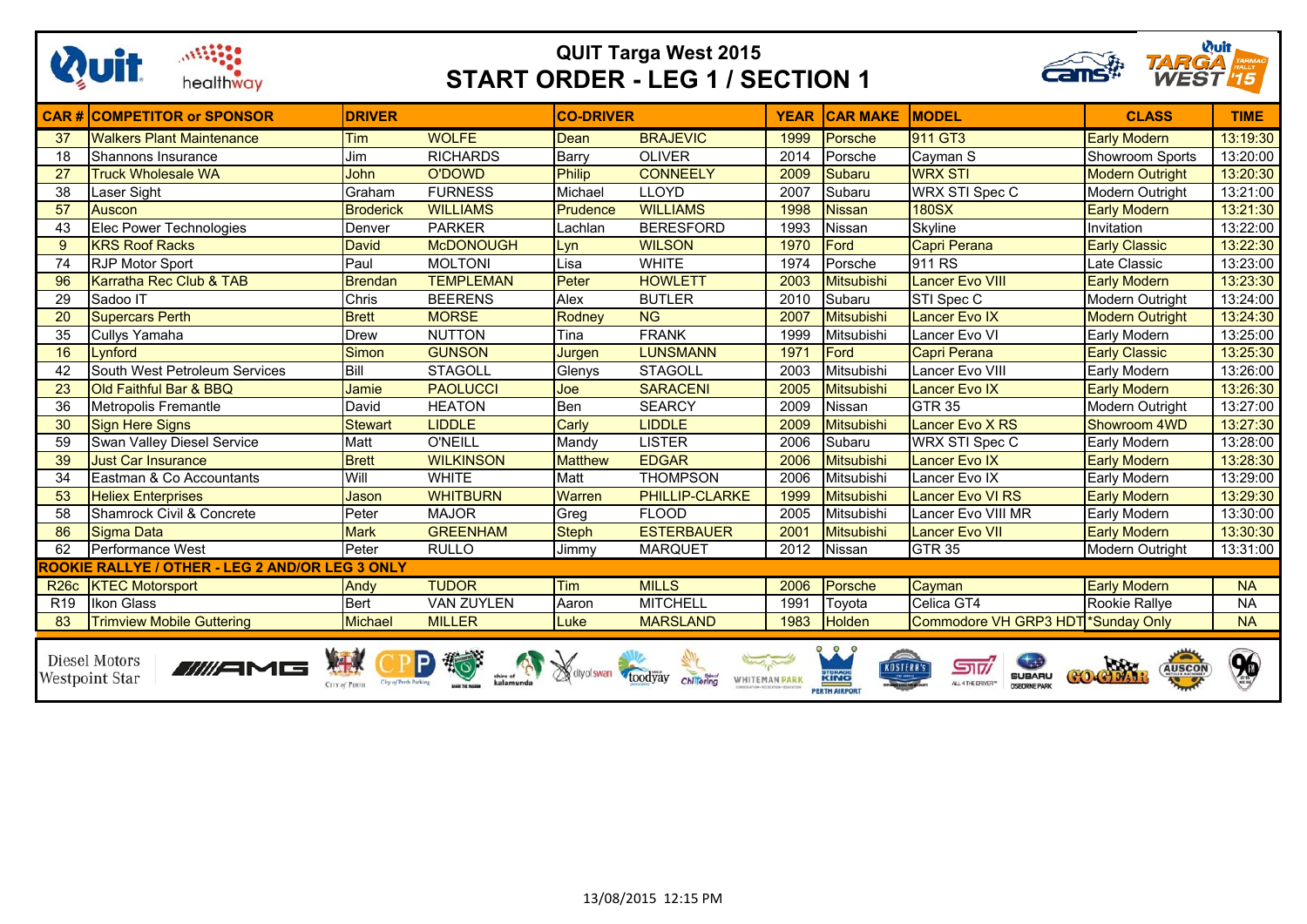# QUIT Targa West 2015

## START ORDER - LEG 1 / SECTION 1

| CAR # | COMPETITOR or SPONSOR | DRIVER | | CO-DRIVER | | YEAR | CAR MAKE | MODEL | CLASS | TIME |
|---|---|---|---|---|---|---|---|---|---|---|
| 37 | Walkers Plant Maintenance | Tim | WOLFE | Dean | BRAJEVIC | 1999 | Porsche | 911 GT3 | Early Modern | 13:19:30 |
| 18 | Shannons Insurance | Jim | RICHARDS | Barry | OLIVER | 2014 | Porsche | Cayman S | Showroom Sports | 13:20:00 |
| 27 | Truck Wholesale WA | John | O'DOWD | Philip | CONNEELY | 2009 | Subaru | WRX STI | Modern Outright | 13:20:30 |
| 38 | Laser Sight | Graham | FURNESS | Michael | LLOYD | 2007 | Subaru | WRX STI Spec C | Modern Outright | 13:21:00 |
| 57 | Auscon | Broderick | WILLIAMS | Prudence | WILLIAMS | 1998 | Nissan | 180SX | Early Modern | 13:21:30 |
| 43 | Elec Power Technologies | Denver | PARKER | Lachlan | BERESFORD | 1993 | Nissan | Skyline | Invitation | 13:22:00 |
| 9 | KRS Roof Racks | David | McDONOUGH | Lyn | WILSON | 1970 | Ford | Capri Perana | Early Classic | 13:22:30 |
| 74 | RJP Motor Sport | Paul | MOLTONI | Lisa | WHITE | 1974 | Porsche | 911 RS | Late Classic | 13:23:00 |
| 96 | Karratha Rec Club & TAB | Brendan | TEMPLEMAN | Peter | HOWLETT | 2003 | Mitsubishi | Lancer Evo VIII | Early Modern | 13:23:30 |
| 29 | Sadoo IT | Chris | BEERENS | Alex | BUTLER | 2010 | Subaru | STI Spec C | Modern Outright | 13:24:00 |
| 20 | Supercars Perth | Brett | MORSE | Rodney | NG | 2007 | Mitsubishi | Lancer Evo IX | Modern Outright | 13:24:30 |
| 35 | Cullys Yamaha | Drew | NUTTON | Tina | FRANK | 1999 | Mitsubishi | Lancer Evo VI | Early Modern | 13:25:00 |
| 16 | Lynford | Simon | GUNSON | Jurgen | LUNSMANN | 1971 | Ford | Capri Perana | Early Classic | 13:25:30 |
| 42 | South West Petroleum Services | Bill | STAGOLL | Glenys | STAGOLL | 2003 | Mitsubishi | Lancer Evo VIII | Early Modern | 13:26:00 |
| 23 | Old Faithful Bar & BBQ | Jamie | PAOLUCCI | Joe | SARACENI | 2005 | Mitsubishi | Lancer Evo IX | Early Modern | 13:26:30 |
| 36 | Metropolis Fremantle | David | HEATON | Ben | SEARCY | 2009 | Nissan | GTR 35 | Modern Outright | 13:27:00 |
| 30 | Sign Here Signs | Stewart | LIDDLE | Carly | LIDDLE | 2009 | Mitsubishi | Lancer Evo X RS | Showroom 4WD | 13:27:30 |
| 59 | Swan Valley Diesel Service | Matt | O'NEILL | Mandy | LISTER | 2006 | Subaru | WRX STI Spec C | Early Modern | 13:28:00 |
| 39 | Just Car Insurance | Brett | WILKINSON | Matthew | EDGAR | 2006 | Mitsubishi | Lancer Evo IX | Early Modern | 13:28:30 |
| 34 | Eastman & Co Accountants | Will | WHITE | Matt | THOMPSON | 2006 | Mitsubishi | Lancer Evo IX | Early Modern | 13:29:00 |
| 53 | Heliex Enterprises | Jason | WHITBURN | Warren | PHILLIP-CLARKE | 1999 | Mitsubishi | Lancer Evo VI RS | Early Modern | 13:29:30 |
| 58 | Shamrock Civil & Concrete | Peter | MAJOR | Greg | FLOOD | 2005 | Mitsubishi | Lancer Evo VIII MR | Early Modern | 13:30:00 |
| 86 | Sigma Data | Mark | GREENHAM | Steph | ESTERBAUER | 2001 | Mitsubishi | Lancer Evo VII | Early Modern | 13:30:30 |
| 62 | Performance West | Peter | RULLO | Jimmy | MARQUET | 2012 | Nissan | GTR 35 | Modern Outright | 13:31:00 |
| **ROOKIE RALLYE / OTHER - LEG 2 AND/OR LEG 3 ONLY** | | | | | | | | | | |
| R26c | KTEC Motorsport | Andy | TUDOR | Tim | MILLS | 2006 | Porsche | Cayman | Early Modern | NA |
| R19 | Ikon Glass | Bert | VAN ZUYLEN | Aaron | MITCHELL | 1991 | Toyota | Celica GT4 | Rookie Rallye | NA |
| 83 | Trimview Mobile Guttering | Michael | MILLER | Luke | MARSLAND | 1983 | Holden | Commodore VH GRP3 HDT | *Sunday Only | NA |

Diesel Motors Westpoint Star

13/08/2015 12:15 PM